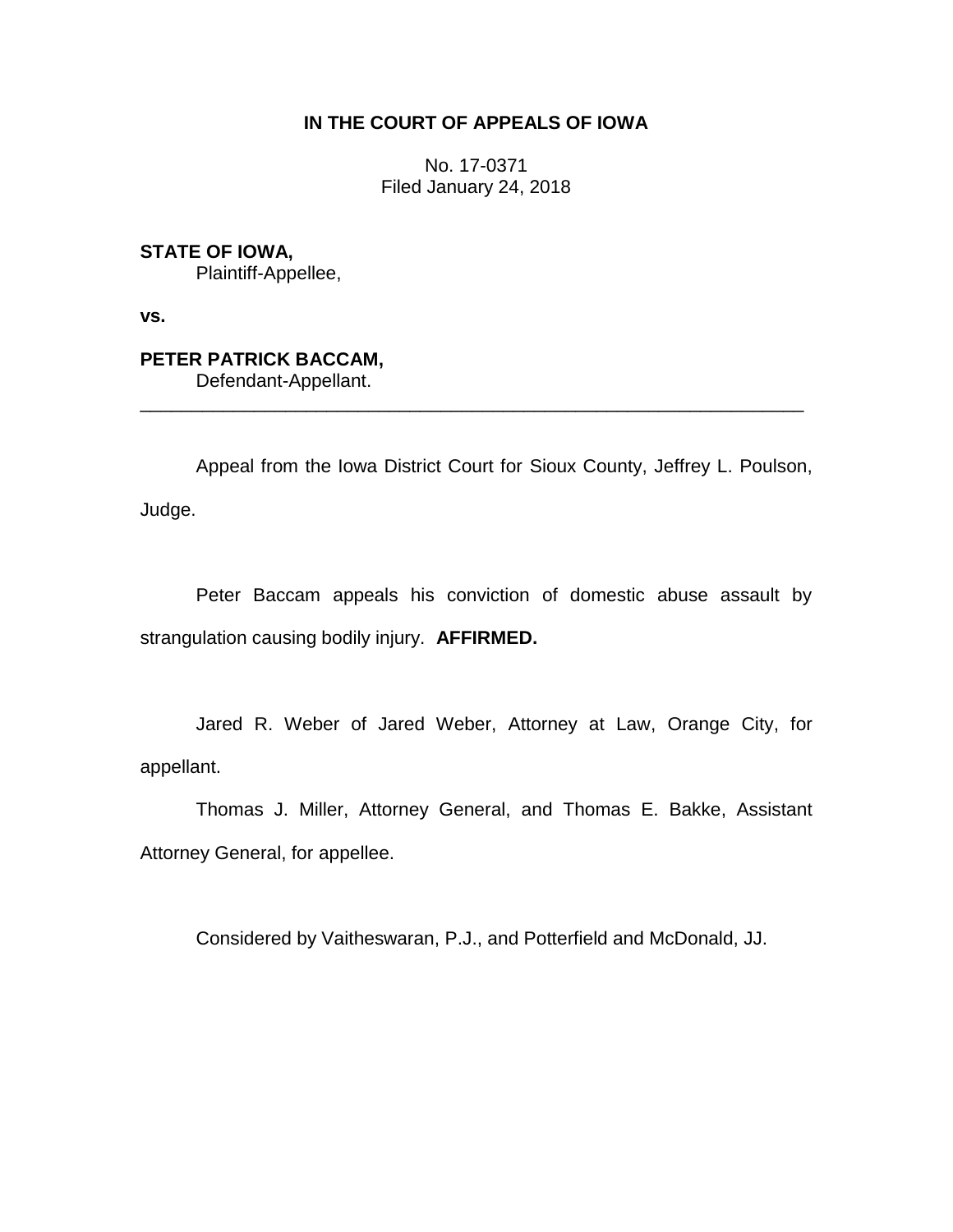**IN THE COURT OF APPEALS OF IOWA**

No. 17-0371
Filed January 24, 2018

**STATE OF IOWA,**
Plaintiff-Appellee,

**vs.**

**PETER PATRICK BACCAM,**
Defendant-Appellant.

---

Appeal from the Iowa District Court for Sioux County, Jeffrey L. Poulson, Judge.

Peter Baccam appeals his conviction of domestic abuse assault by strangulation causing bodily injury. **AFFIRMED.**

Jared R. Weber of Jared Weber, Attorney at Law, Orange City, for appellant.

Thomas J. Miller, Attorney General, and Thomas E. Bakke, Assistant Attorney General, for appellee.

Considered by Vaitheswaran, P.J., and Potterfield and McDonald, JJ.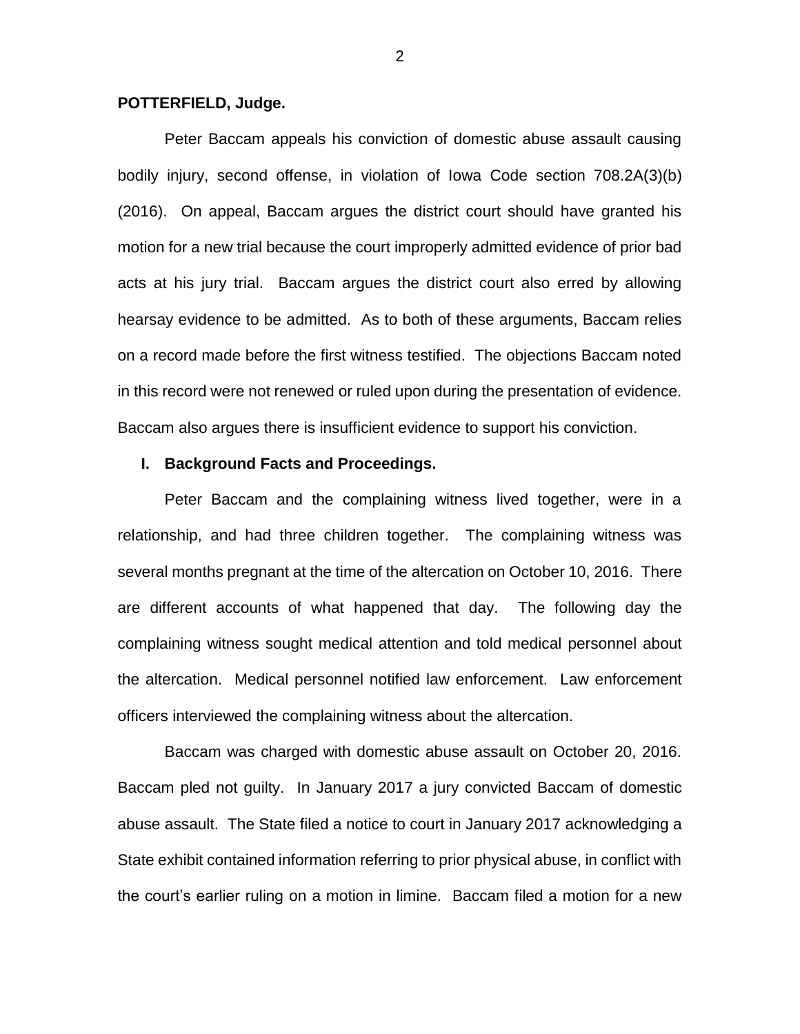**POTTERFIELD, Judge.**

Peter Baccam appeals his conviction of domestic abuse assault causing bodily injury, second offense, in violation of Iowa Code section 708.2A(3)(b) (2016). On appeal, Baccam argues the district court should have granted his motion for a new trial because the court improperly admitted evidence of prior bad acts at his jury trial. Baccam argues the district court also erred by allowing hearsay evidence to be admitted. As to both of these arguments, Baccam relies on a record made before the first witness testified. The objections Baccam noted in this record were not renewed or ruled upon during the presentation of evidence. Baccam also argues there is insufficient evidence to support his conviction.

## I. Background Facts and Proceedings.

Peter Baccam and the complaining witness lived together, were in a relationship, and had three children together. The complaining witness was several months pregnant at the time of the altercation on October 10, 2016. There are different accounts of what happened that day. The following day the complaining witness sought medical attention and told medical personnel about the altercation. Medical personnel notified law enforcement. Law enforcement officers interviewed the complaining witness about the altercation.

Baccam was charged with domestic abuse assault on October 20, 2016. Baccam pled not guilty. In January 2017 a jury convicted Baccam of domestic abuse assault. The State filed a notice to court in January 2017 acknowledging a State exhibit contained information referring to prior physical abuse, in conflict with the court's earlier ruling on a motion in limine. Baccam filed a motion for a new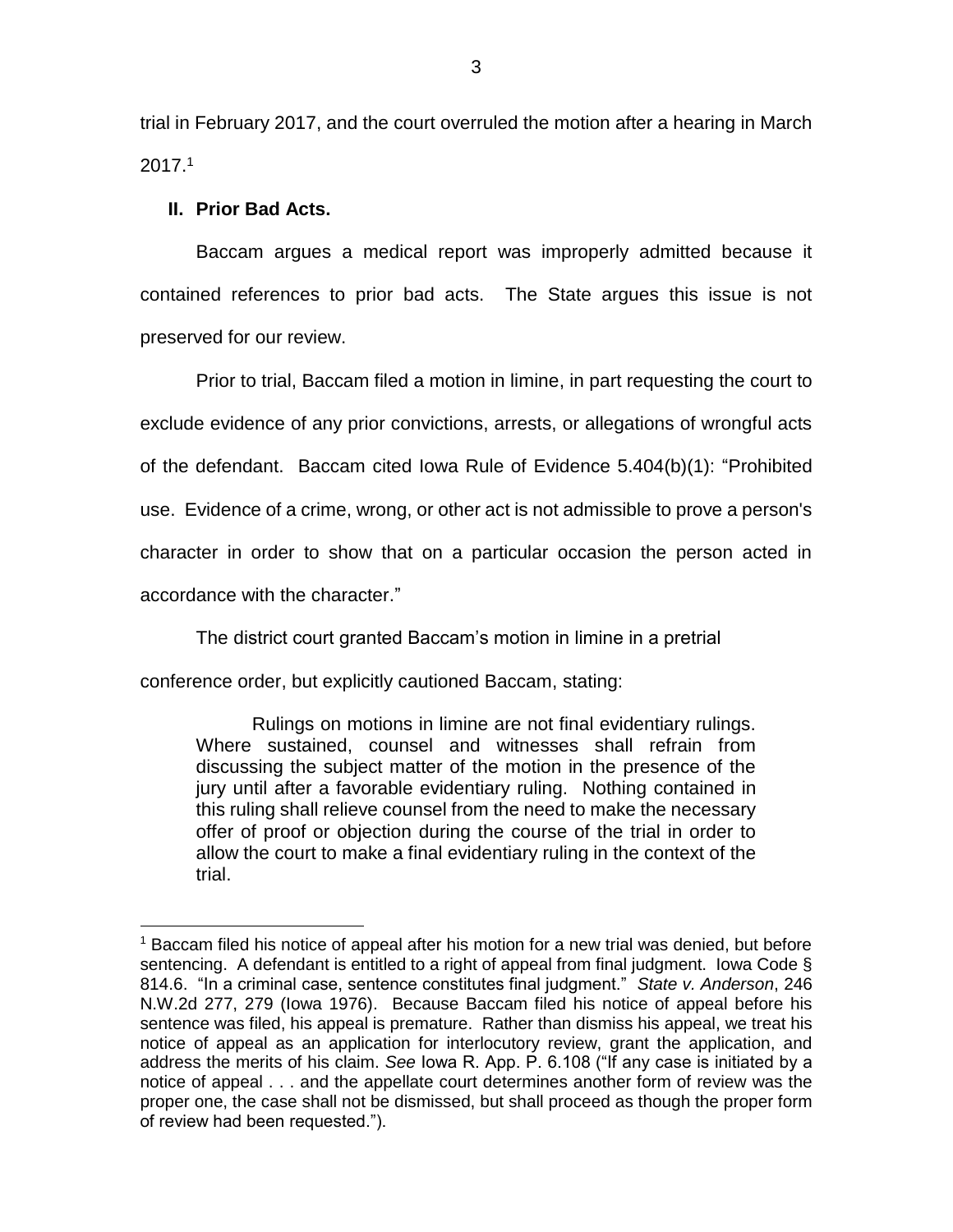trial in February 2017, and the court overruled the motion after a hearing in March 2017.[1]

## II. Prior Bad Acts.

Baccam argues a medical report was improperly admitted because it contained references to prior bad acts. The State argues this issue is not preserved for our review.

Prior to trial, Baccam filed a motion in limine, in part requesting the court to exclude evidence of any prior convictions, arrests, or allegations of wrongful acts of the defendant. Baccam cited Iowa Rule of Evidence 5.404(b)(1): "Prohibited use. Evidence of a crime, wrong, or other act is not admissible to prove a person's character in order to show that on a particular occasion the person acted in accordance with the character."

The district court granted Baccam's motion in limine in a pretrial conference order, but explicitly cautioned Baccam, stating:

> Rulings on motions in limine are not final evidentiary rulings. Where sustained, counsel and witnesses shall refrain from discussing the subject matter of the motion in the presence of the jury until after a favorable evidentiary ruling. Nothing contained in this ruling shall relieve counsel from the need to make the necessary offer of proof or objection during the course of the trial in order to allow the court to make a final evidentiary ruling in the context of the trial.

---

[1] Baccam filed his notice of appeal after his motion for a new trial was denied, but before sentencing. A defendant is entitled to a right of appeal from final judgment. Iowa Code § 814.6. "In a criminal case, sentence constitutes final judgment." *State v. Anderson*, 246 N.W.2d 277, 279 (Iowa 1976). Because Baccam filed his notice of appeal before his sentence was filed, his appeal is premature. Rather than dismiss his appeal, we treat his notice of appeal as an application for interlocutory review, grant the application, and address the merits of his claim. *See* Iowa R. App. P. 6.108 ("If any case is initiated by a notice of appeal . . . and the appellate court determines another form of review was the proper one, the case shall not be dismissed, but shall proceed as though the proper form of review had been requested.").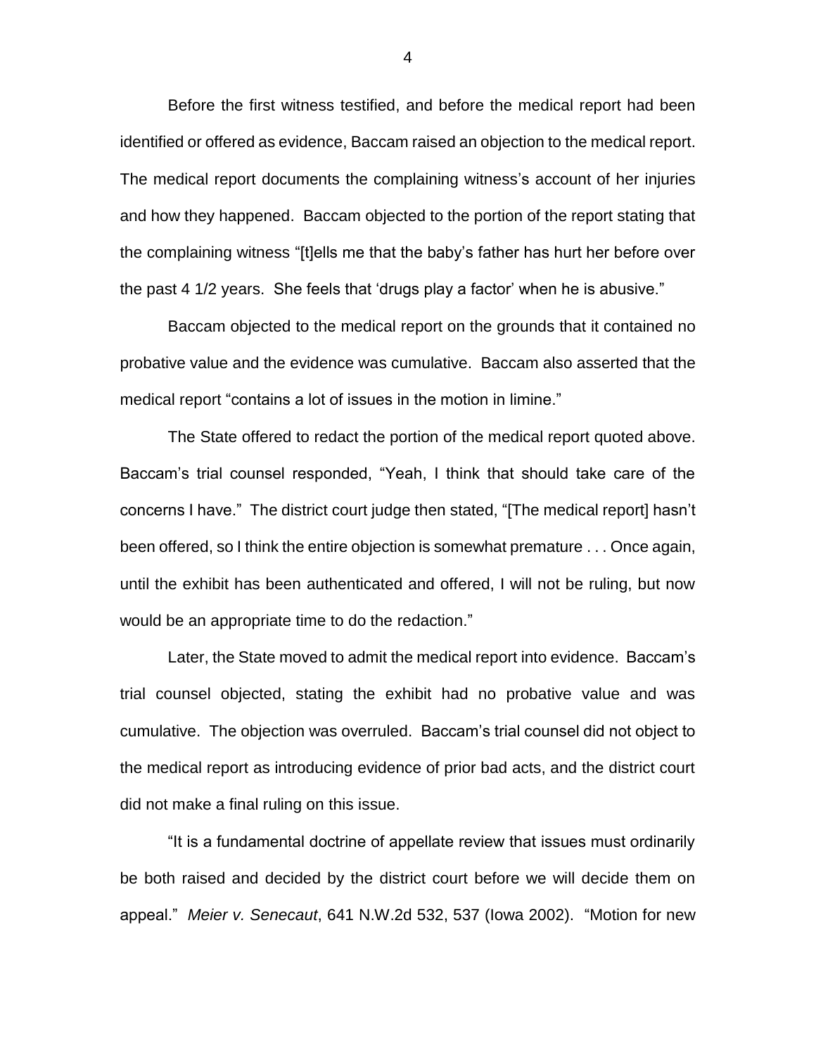Before the first witness testified, and before the medical report had been identified or offered as evidence, Baccam raised an objection to the medical report. The medical report documents the complaining witness's account of her injuries and how they happened. Baccam objected to the portion of the report stating that the complaining witness "[t]ells me that the baby's father has hurt her before over the past 4 1/2 years. She feels that 'drugs play a factor' when he is abusive."

Baccam objected to the medical report on the grounds that it contained no probative value and the evidence was cumulative. Baccam also asserted that the medical report "contains a lot of issues in the motion in limine."

The State offered to redact the portion of the medical report quoted above. Baccam's trial counsel responded, "Yeah, I think that should take care of the concerns I have." The district court judge then stated, "[The medical report] hasn't been offered, so I think the entire objection is somewhat premature . . . Once again, until the exhibit has been authenticated and offered, I will not be ruling, but now would be an appropriate time to do the redaction."

Later, the State moved to admit the medical report into evidence. Baccam's trial counsel objected, stating the exhibit had no probative value and was cumulative. The objection was overruled. Baccam's trial counsel did not object to the medical report as introducing evidence of prior bad acts, and the district court did not make a final ruling on this issue.

"It is a fundamental doctrine of appellate review that issues must ordinarily be both raised and decided by the district court before we will decide them on appeal." *Meier v. Senecaut*, 641 N.W.2d 532, 537 (Iowa 2002). "Motion for new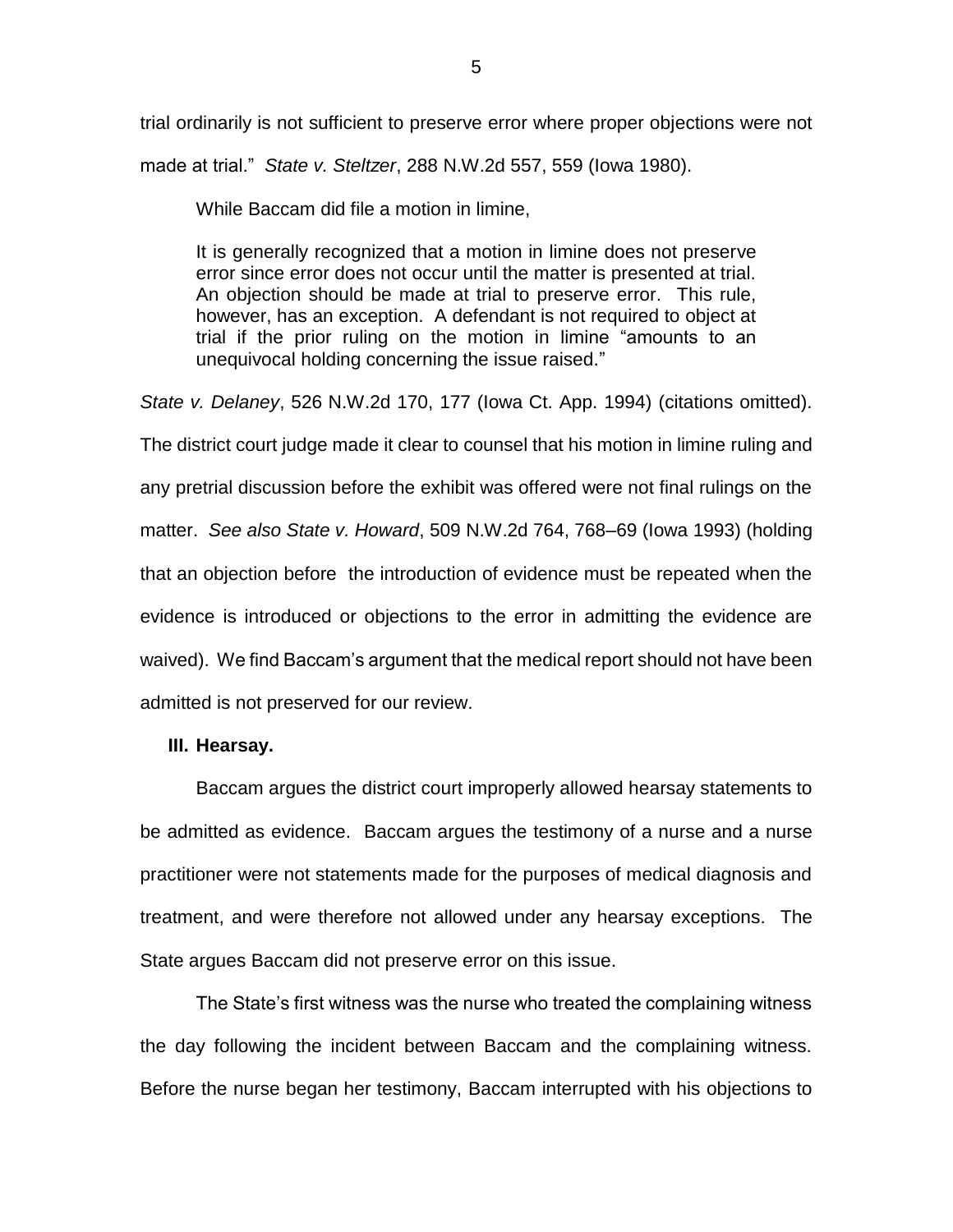trial ordinarily is not sufficient to preserve error where proper objections were not made at trial." *State v. Steltzer*, 288 N.W.2d 557, 559 (Iowa 1980).

While Baccam did file a motion in limine,

> It is generally recognized that a motion in limine does not preserve error since error does not occur until the matter is presented at trial. An objection should be made at trial to preserve error. This rule, however, has an exception. A defendant is not required to object at trial if the prior ruling on the motion in limine "amounts to an unequivocal holding concerning the issue raised."

*State v. Delaney*, 526 N.W.2d 170, 177 (Iowa Ct. App. 1994) (citations omitted). The district court judge made it clear to counsel that his motion in limine ruling and any pretrial discussion before the exhibit was offered were not final rulings on the matter. *See also State v. Howard*, 509 N.W.2d 764, 768–69 (Iowa 1993) (holding that an objection before the introduction of evidence must be repeated when the evidence is introduced or objections to the error in admitting the evidence are waived). We find Baccam's argument that the medical report should not have been admitted is not preserved for our review.

### III. Hearsay.

Baccam argues the district court improperly allowed hearsay statements to be admitted as evidence. Baccam argues the testimony of a nurse and a nurse practitioner were not statements made for the purposes of medical diagnosis and treatment, and were therefore not allowed under any hearsay exceptions. The State argues Baccam did not preserve error on this issue.

The State's first witness was the nurse who treated the complaining witness the day following the incident between Baccam and the complaining witness. Before the nurse began her testimony, Baccam interrupted with his objections to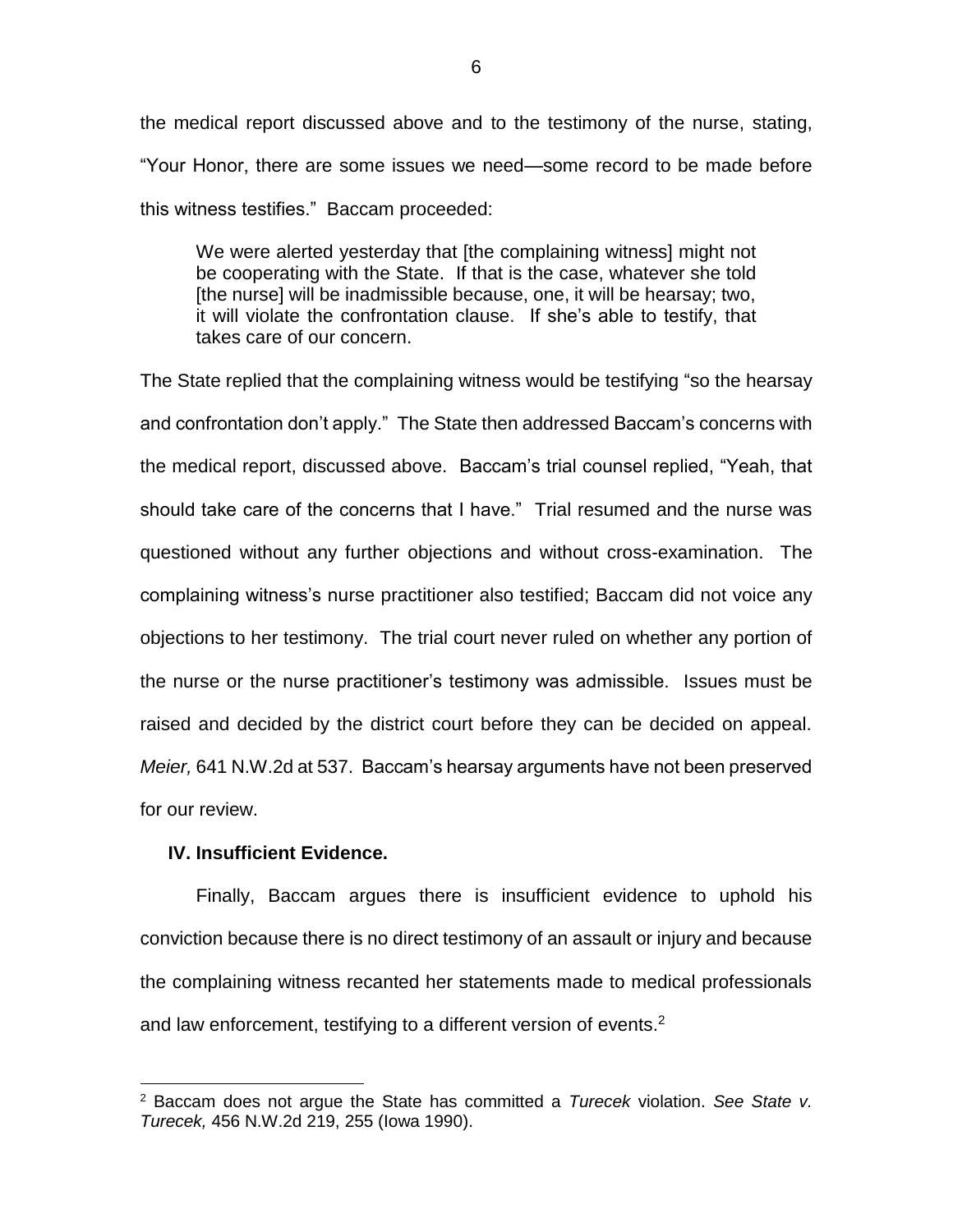the medical report discussed above and to the testimony of the nurse, stating, "Your Honor, there are some issues we need—some record to be made before this witness testifies." Baccam proceeded:

> We were alerted yesterday that [the complaining witness] might not be cooperating with the State. If that is the case, whatever she told [the nurse] will be inadmissible because, one, it will be hearsay; two, it will violate the confrontation clause. If she's able to testify, that takes care of our concern.

The State replied that the complaining witness would be testifying "so the hearsay and confrontation don't apply." The State then addressed Baccam's concerns with the medical report, discussed above. Baccam's trial counsel replied, "Yeah, that should take care of the concerns that I have." Trial resumed and the nurse was questioned without any further objections and without cross-examination. The complaining witness's nurse practitioner also testified; Baccam did not voice any objections to her testimony. The trial court never ruled on whether any portion of the nurse or the nurse practitioner's testimony was admissible. Issues must be raised and decided by the district court before they can be decided on appeal. *Meier,* 641 N.W.2d at 537. Baccam's hearsay arguments have not been preserved for our review.

## IV. Insufficient Evidence.

Finally, Baccam argues there is insufficient evidence to uphold his conviction because there is no direct testimony of an assault or injury and because the complaining witness recanted her statements made to medical professionals and law enforcement, testifying to a different version of events.[2]

---

[2] Baccam does not argue the State has committed a *Turecek* violation. *See State v. Turecek,* 456 N.W.2d 219, 255 (Iowa 1990).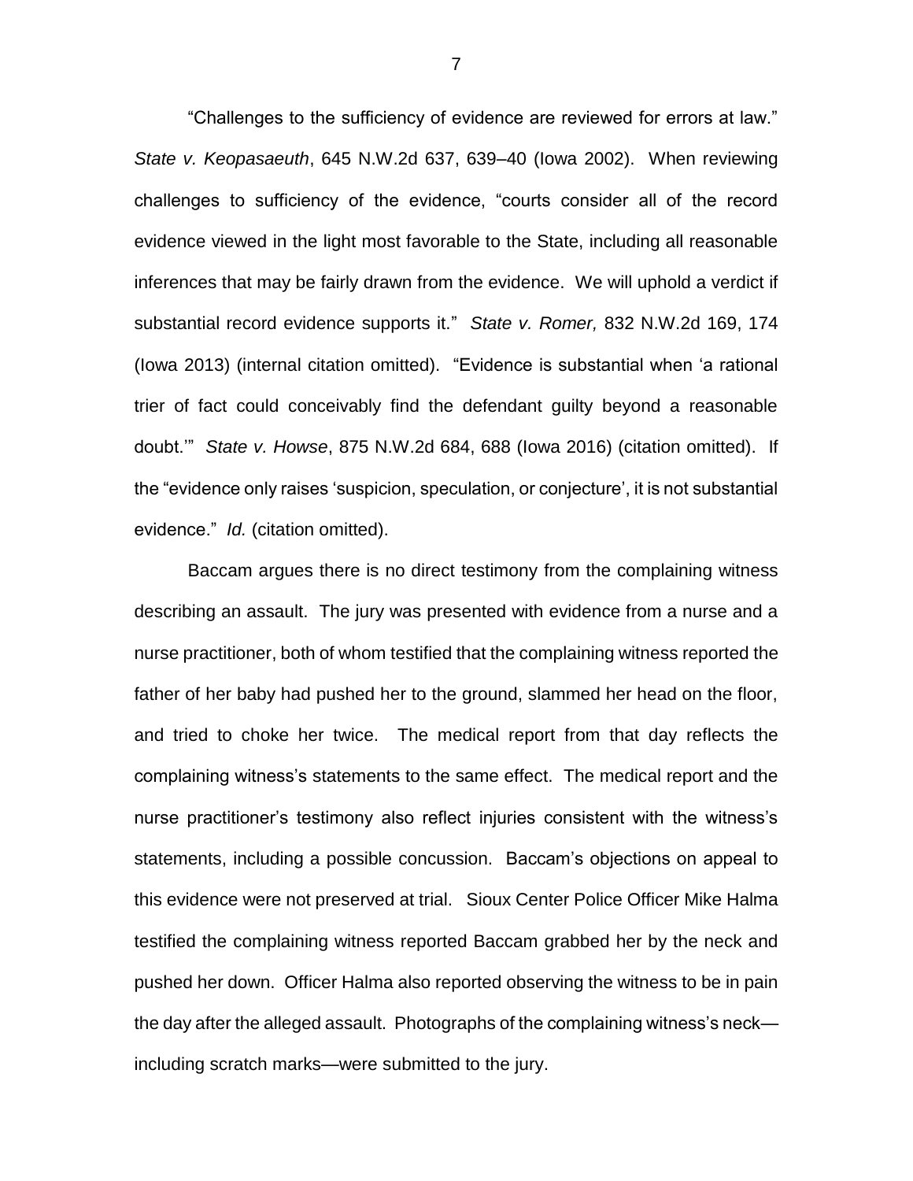"Challenges to the sufficiency of evidence are reviewed for errors at law." *State v. Keopasaeuth*, 645 N.W.2d 637, 639–40 (Iowa 2002). When reviewing challenges to sufficiency of the evidence, "courts consider all of the record evidence viewed in the light most favorable to the State, including all reasonable inferences that may be fairly drawn from the evidence. We will uphold a verdict if substantial record evidence supports it." *State v. Romer,* 832 N.W.2d 169, 174 (Iowa 2013) (internal citation omitted). "Evidence is substantial when 'a rational trier of fact could conceivably find the defendant guilty beyond a reasonable doubt.'" *State v. Howse*, 875 N.W.2d 684, 688 (Iowa 2016) (citation omitted). If the "evidence only raises 'suspicion, speculation, or conjecture', it is not substantial evidence." *Id.* (citation omitted).

Baccam argues there is no direct testimony from the complaining witness describing an assault. The jury was presented with evidence from a nurse and a nurse practitioner, both of whom testified that the complaining witness reported the father of her baby had pushed her to the ground, slammed her head on the floor, and tried to choke her twice. The medical report from that day reflects the complaining witness's statements to the same effect. The medical report and the nurse practitioner's testimony also reflect injuries consistent with the witness's statements, including a possible concussion. Baccam's objections on appeal to this evidence were not preserved at trial. Sioux Center Police Officer Mike Halma testified the complaining witness reported Baccam grabbed her by the neck and pushed her down. Officer Halma also reported observing the witness to be in pain the day after the alleged assault. Photographs of the complaining witness's neck—including scratch marks—were submitted to the jury.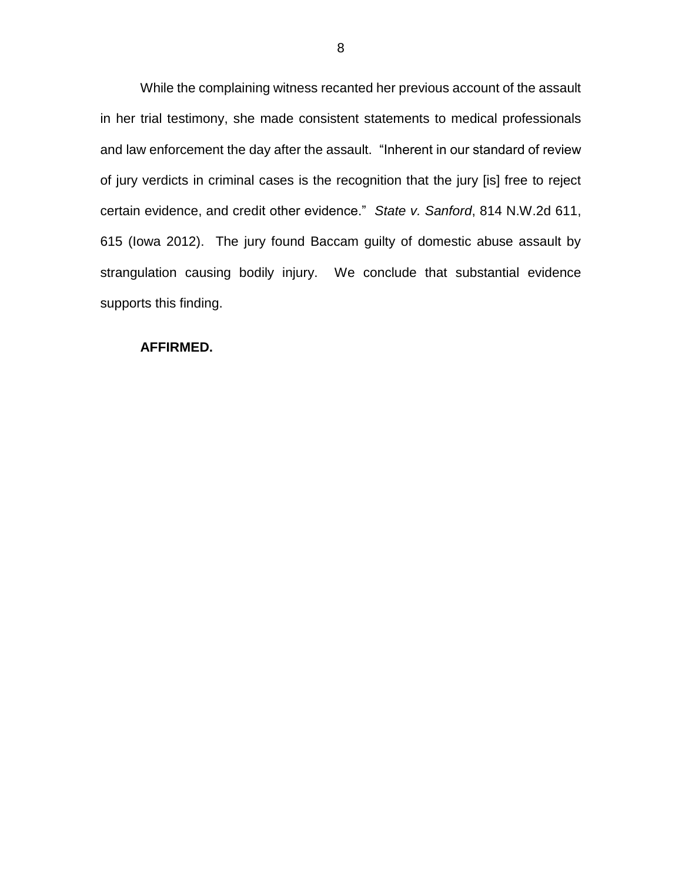While the complaining witness recanted her previous account of the assault in her trial testimony, she made consistent statements to medical professionals and law enforcement the day after the assault. "Inherent in our standard of review of jury verdicts in criminal cases is the recognition that the jury [is] free to reject certain evidence, and credit other evidence." *State v. Sanford*, 814 N.W.2d 611, 615 (Iowa 2012). The jury found Baccam guilty of domestic abuse assault by strangulation causing bodily injury. We conclude that substantial evidence supports this finding.

**AFFIRMED.**